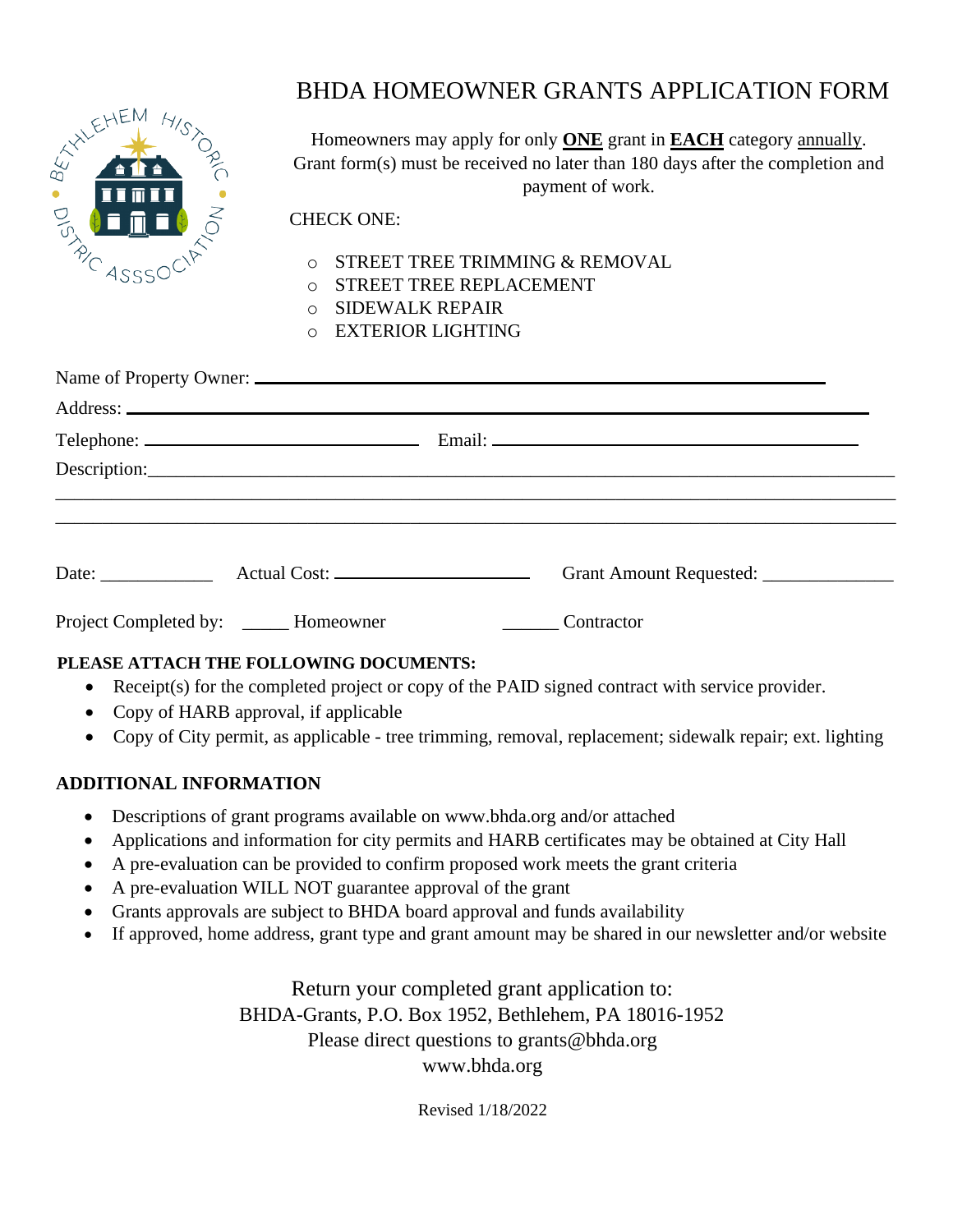# BHDA HOMEOWNER GRANTS APPLICATION FORM

Homeowners may apply for only **ONE** grant in **EACH** category annually. Grant form(s) must be received no later than 180 days after the completion and payment of work.

CHECK ONE:

- ○ STREET TREE TRIMMING & REMOVAL
- ○ STREET TREE REPLACEMENT
- ○ SIDEWALK REPAIR
- ○ EXTERIOR LIGHTING

Name of Property Owner: ______________________________________________

Address: ______________________________________________________

Telephone: ______________________ Email: ______________________________

Description:_______________________________________________________

__________________________________________________________________

__________________________________________________________________

Date: ___________ Actual Cost: ________________ Grant Amount Requested: ____________

Project Completed by: _____ Homeowner ______ Contractor

**PLEASE ATTACH THE FOLLOWING DOCUMENTS:**

- Receipt(s) for the completed project or copy of the PAID signed contract with service provider.
- Copy of HARB approval, if applicable
- Copy of City permit, as applicable - tree trimming, removal, replacement; sidewalk repair; ext. lighting

**ADDITIONAL INFORMATION**

- Descriptions of grant programs available on www.bhda.org and/or attached
- Applications and information for city permits and HARB certificates may be obtained at City Hall
- A pre-evaluation can be provided to confirm proposed work meets the grant criteria
- A pre-evaluation WILL NOT guarantee approval of the grant
- Grants approvals are subject to BHDA board approval and funds availability
- If approved, home address, grant type and grant amount may be shared in our newsletter and/or website

Return your completed grant application to:
BHDA-Grants, P.O. Box 1952, Bethlehem, PA 18016-1952
Please direct questions to grants@bhda.org
www.bhda.org

Revised 1/18/2022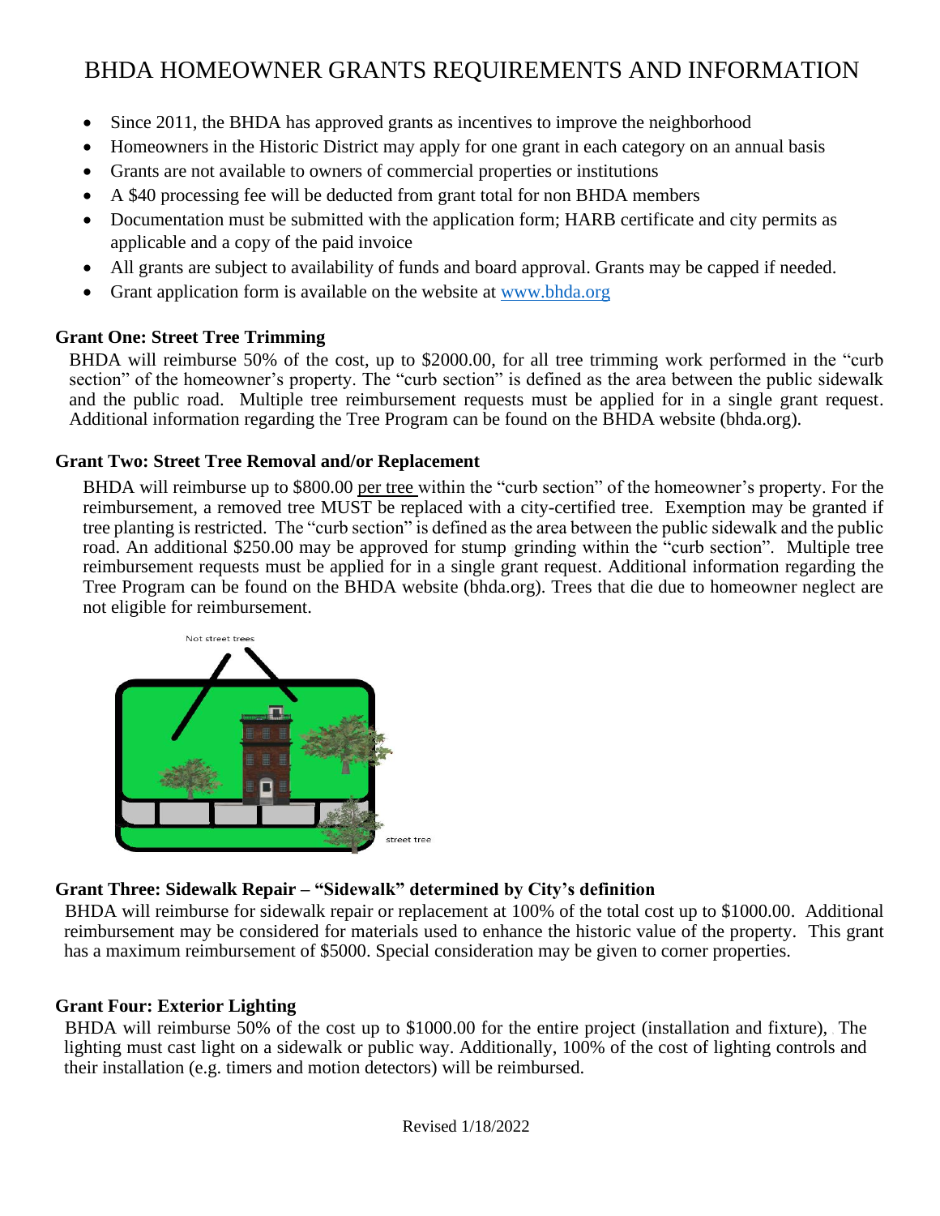# BHDA HOMEOWNER GRANTS REQUIREMENTS AND INFORMATION

- Since 2011, the BHDA has approved grants as incentives to improve the neighborhood
- Homeowners in the Historic District may apply for one grant in each category on an annual basis
- Grants are not available to owners of commercial properties or institutions
- A $40 processing fee will be deducted from grant total for non BHDA members
- Documentation must be submitted with the application form; HARB certificate and city permits as applicable and a copy of the paid invoice
- All grants are subject to availability of funds and board approval. Grants may be capped if needed.
- Grant application form is available on the website at [www.bhda.org](http://www.bhda.org)

### Grant One: Street Tree Trimming

BHDA will reimburse 50% of the cost, up to $2000.00, for all tree trimming work performed in the "curb section" of the homeowner's property. The "curb section" is defined as the area between the public sidewalk and the public road. Multiple tree reimbursement requests must be applied for in a single grant request. Additional information regarding the Tree Program can be found on the BHDA website (bhda.org).

### Grant Two: Street Tree Removal and/or Replacement

BHDA will reimburse up to $800.00 <u>per tree</u> within the "curb section" of the homeowner's property. For the reimbursement, a removed tree MUST be replaced with a city-certified tree. Exemption may be granted if tree planting is restricted. The "curb section" is defined as the area between the public sidewalk and the public road. An additional $250.00 may be approved for stump grinding within the "curb section". Multiple tree reimbursement requests must be applied for in a single grant request. Additional information regarding the Tree Program can be found on the BHDA website (bhda.org). Trees that die due to homeowner neglect are not eligible for reimbursement.

Not street trees

street tree

### Grant Three: Sidewalk Repair – "Sidewalk" determined by City's definition

BHDA will reimburse for sidewalk repair or replacement at 100% of the total cost up to $1000.00. Additional reimbursement may be considered for materials used to enhance the historic value of the property. This grant has a maximum reimbursement of $5000. Special consideration may be given to corner properties.

### Grant Four: Exterior Lighting

BHDA will reimburse 50% of the cost up to $1000.00 for the entire project (installation and fixture), The lighting must cast light on a sidewalk or public way. Additionally, 100% of the cost of lighting controls and their installation (e.g. timers and motion detectors) will be reimbursed.

Revised 1/18/2022